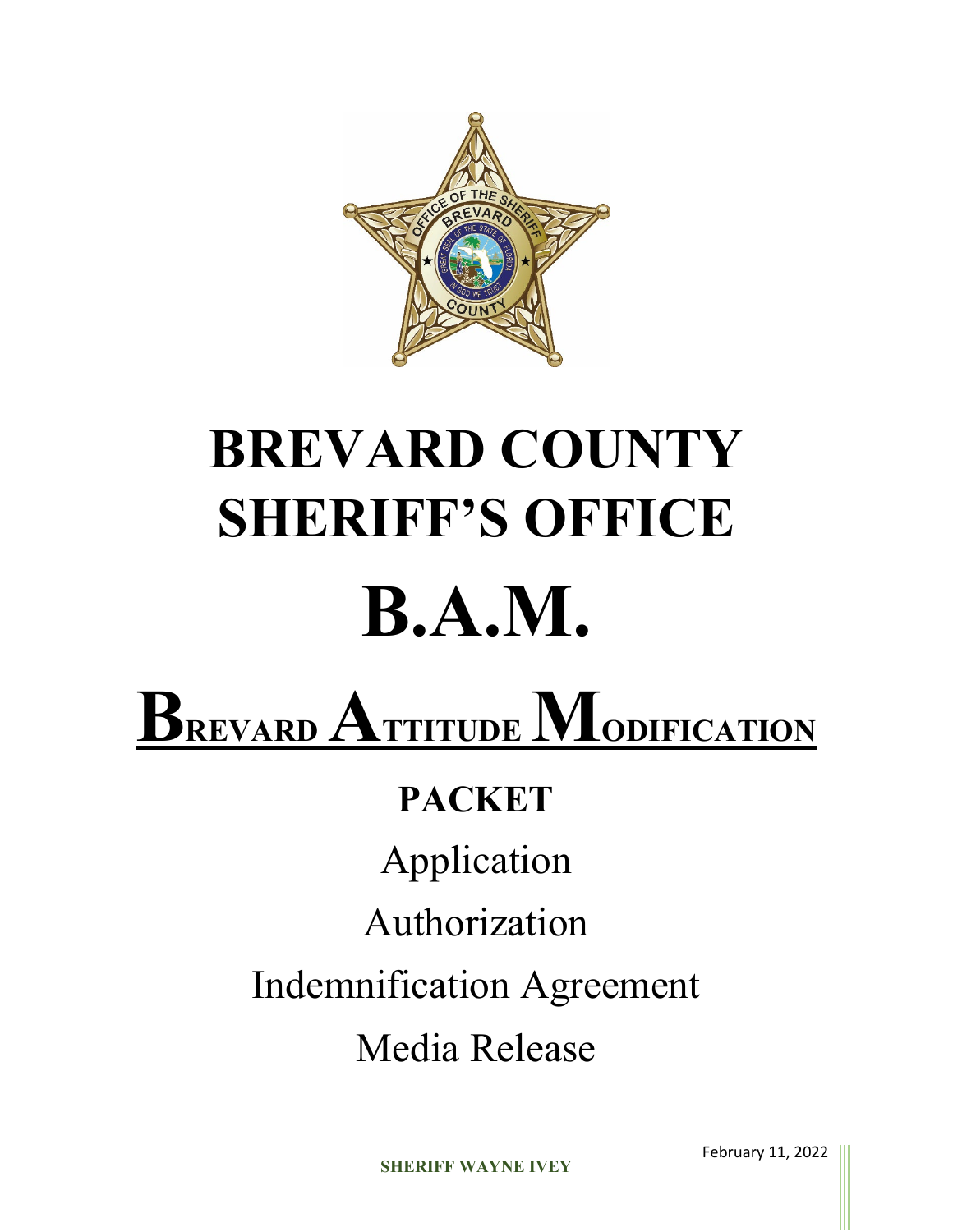# BREVARD COUNTY SHERIFF'S OFFICE

# B.A.M.

# BREVARD ATTITUDE MODIFICATION

## PACKET

Application

Authorization

Indemnification Agreement

Media Release

**SHERIFF WAYNE IVEY**

February 11, 2022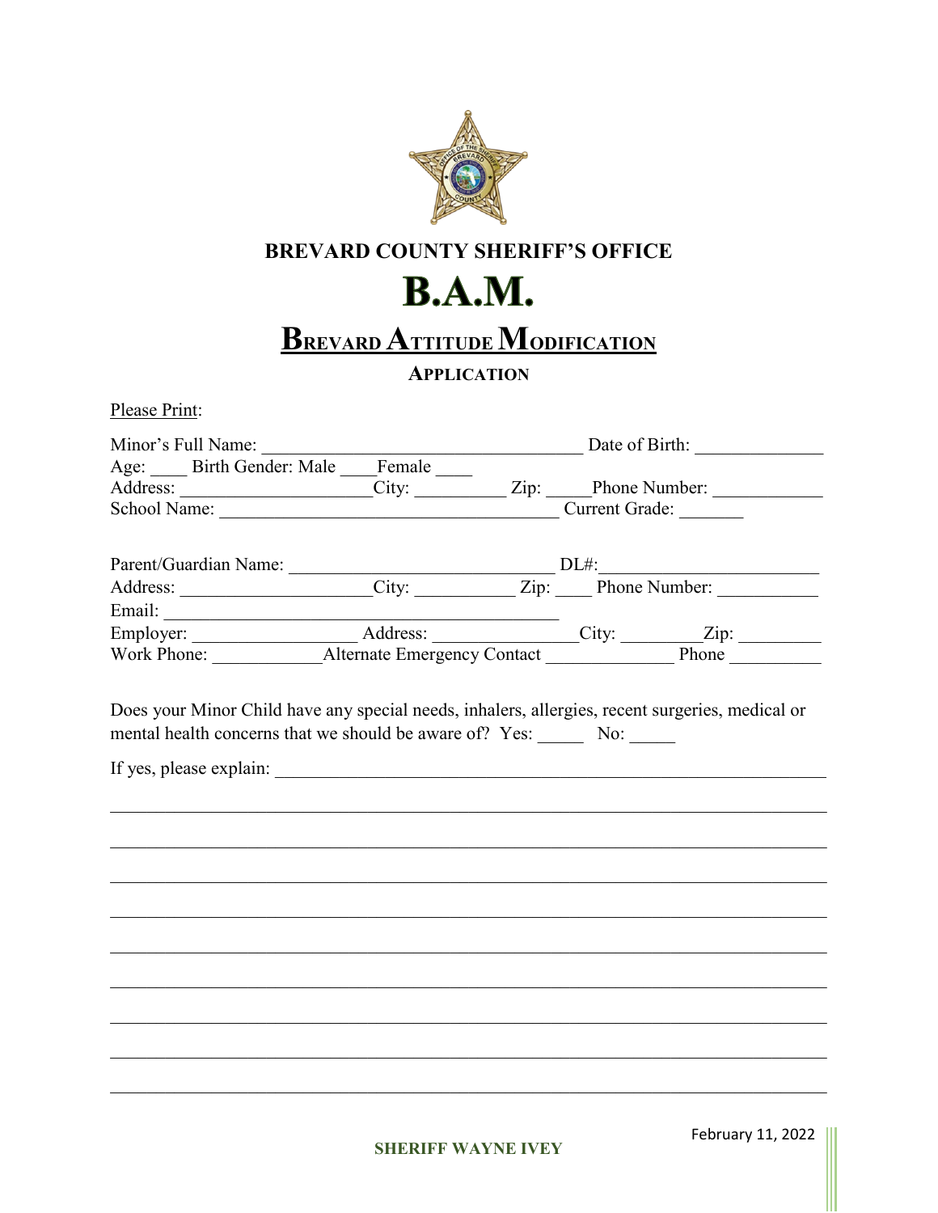**BREVARD COUNTY SHERIFF'S OFFICE**

# B.A.M.

## Brevard Attitude Modification

### Application

Please Print:

Minor's Full Name: ___________________________________ Date of Birth: ______________
Age: ____ Birth Gender: Male ____Female ____
Address: ____________________City: __________ Zip: _____Phone Number: ____________
School Name: ______________________________________ Current Grade: _______

Parent/Guardian Name: _____________________________ DL#:_______________________
Address: ____________________City: ___________ Zip: ____ Phone Number: ___________
Email: ____________________________________________
Employer: _________________ Address: _______________City: _________Zip: _________
Work Phone: ____________Alternate Emergency Contact ______________ Phone __________

Does your Minor Child have any special needs, inhalers, allergies, recent surgeries, medical or mental health concerns that we should be aware of? Yes: _____ No: _____

If yes, please explain: ____________________________________________________________

___________________________________________________________________________

___________________________________________________________________________

___________________________________________________________________________

___________________________________________________________________________

___________________________________________________________________________

___________________________________________________________________________

___________________________________________________________________________

___________________________________________________________________________

___________________________________________________________________________

**SHERIFF WAYNE IVEY**

February 11, 2022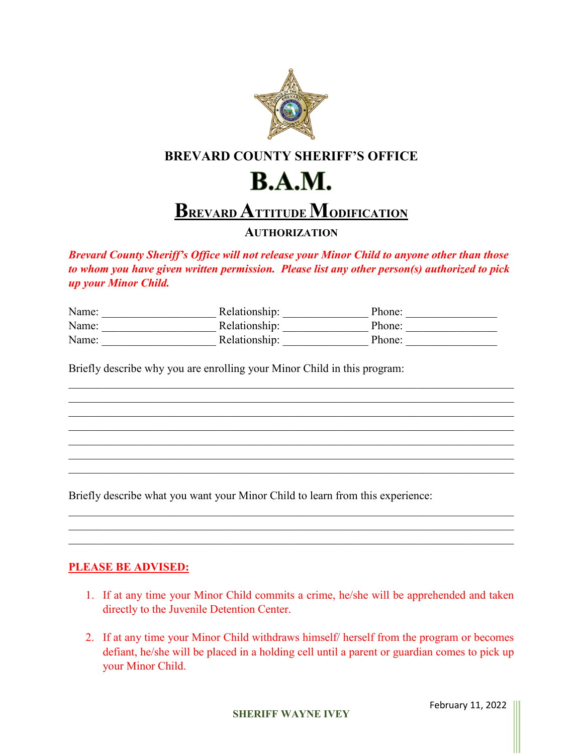**BREVARD COUNTY SHERIFF'S OFFICE**

# B.A.M.

## Brevard Attitude Modification

### AUTHORIZATION

***Brevard County Sheriff's Office will not release your Minor Child to anyone other than those to whom you have given written permission. Please list any other person(s) authorized to pick up your Minor Child.***

Name: ____________________ Relationship: _______________ Phone: ________________
Name: ____________________ Relationship: _______________ Phone: ________________
Name: ____________________ Relationship: _______________ Phone: ________________

Briefly describe why you are enrolling your Minor Child in this program:

________________________________________________________________________________
________________________________________________________________________________
________________________________________________________________________________
________________________________________________________________________________
________________________________________________________________________________
________________________________________________________________________________
________________________________________________________________________________

Briefly describe what you want your Minor Child to learn from this experience:

________________________________________________________________________________
________________________________________________________________________________
________________________________________________________________________________

**PLEASE BE ADVISED:**

1. If at any time your Minor Child commits a crime, he/she will be apprehended and taken directly to the Juvenile Detention Center.

2. If at any time your Minor Child withdraws himself/ herself from the program or becomes defiant, he/she will be placed in a holding cell until a parent or guardian comes to pick up your Minor Child.

February 11, 2022

**SHERIFF WAYNE IVEY**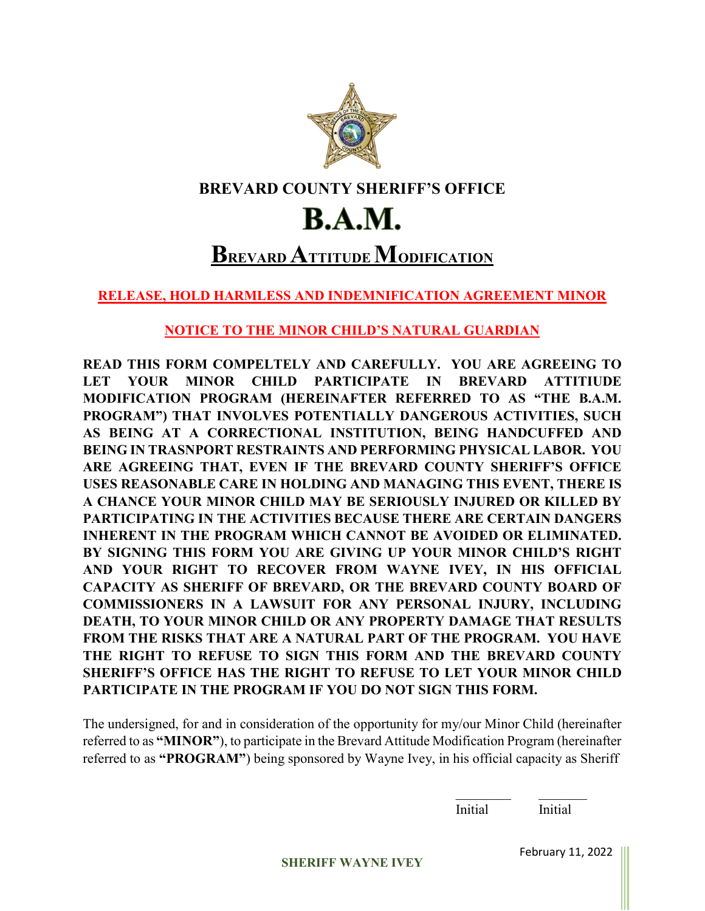# BREVARD COUNTY SHERIFF'S OFFICE

# B.A.M.

## Brevard Attitude Modification

**RELEASE, HOLD HARMLESS AND INDEMNIFICATION AGREEMENT MINOR**

**NOTICE TO THE MINOR CHILD'S NATURAL GUARDIAN**

**READ THIS FORM COMPELTELY AND CAREFULLY. YOU ARE AGREEING TO LET YOUR MINOR CHILD PARTICIPATE IN BREVARD ATTITUDE MODIFICATION PROGRAM (HEREINAFTER REFERRED TO AS "THE B.A.M. PROGRAM") THAT INVOLVES POTENTIALLY DANGEROUS ACTIVITIES, SUCH AS BEING AT A CORRECTIONAL INSTITUTION, BEING HANDCUFFED AND BEING IN TRASNPORT RESTRAINTS AND PERFORMING PHYSICAL LABOR. YOU ARE AGREEING THAT, EVEN IF THE BREVARD COUNTY SHERIFF'S OFFICE USES REASONABLE CARE IN HOLDING AND MANAGING THIS EVENT, THERE IS A CHANCE YOUR MINOR CHILD MAY BE SERIOUSLY INJURED OR KILLED BY PARTICIPATING IN THE ACTIVITIES BECAUSE THERE ARE CERTAIN DANGERS INHERENT IN THE PROGRAM WHICH CANNOT BE AVOIDED OR ELIMINATED. BY SIGNING THIS FORM YOU ARE GIVING UP YOUR MINOR CHILD'S RIGHT AND YOUR RIGHT TO RECOVER FROM WAYNE IVEY, IN HIS OFFICIAL CAPACITY AS SHERIFF OF BREVARD, OR THE BREVARD COUNTY BOARD OF COMMISSIONERS IN A LAWSUIT FOR ANY PERSONAL INJURY, INCLUDING DEATH, TO YOUR MINOR CHILD OR ANY PROPERTY DAMAGE THAT RESULTS FROM THE RISKS THAT ARE A NATURAL PART OF THE PROGRAM. YOU HAVE THE RIGHT TO REFUSE TO SIGN THIS FORM AND THE BREVARD COUNTY SHERIFF'S OFFICE HAS THE RIGHT TO REFUSE TO LET YOUR MINOR CHILD PARTICIPATE IN THE PROGRAM IF YOU DO NOT SIGN THIS FORM.**

The undersigned, for and in consideration of the opportunity for my/our Minor Child (hereinafter referred to as **"MINOR"**), to participate in the Brevard Attitude Modification Program (hereinafter referred to as **"PROGRAM"**) being sponsored by Wayne Ivey, in his official capacity as Sheriff

________ Initial ________ Initial

February 11, 2022

**SHERIFF WAYNE IVEY**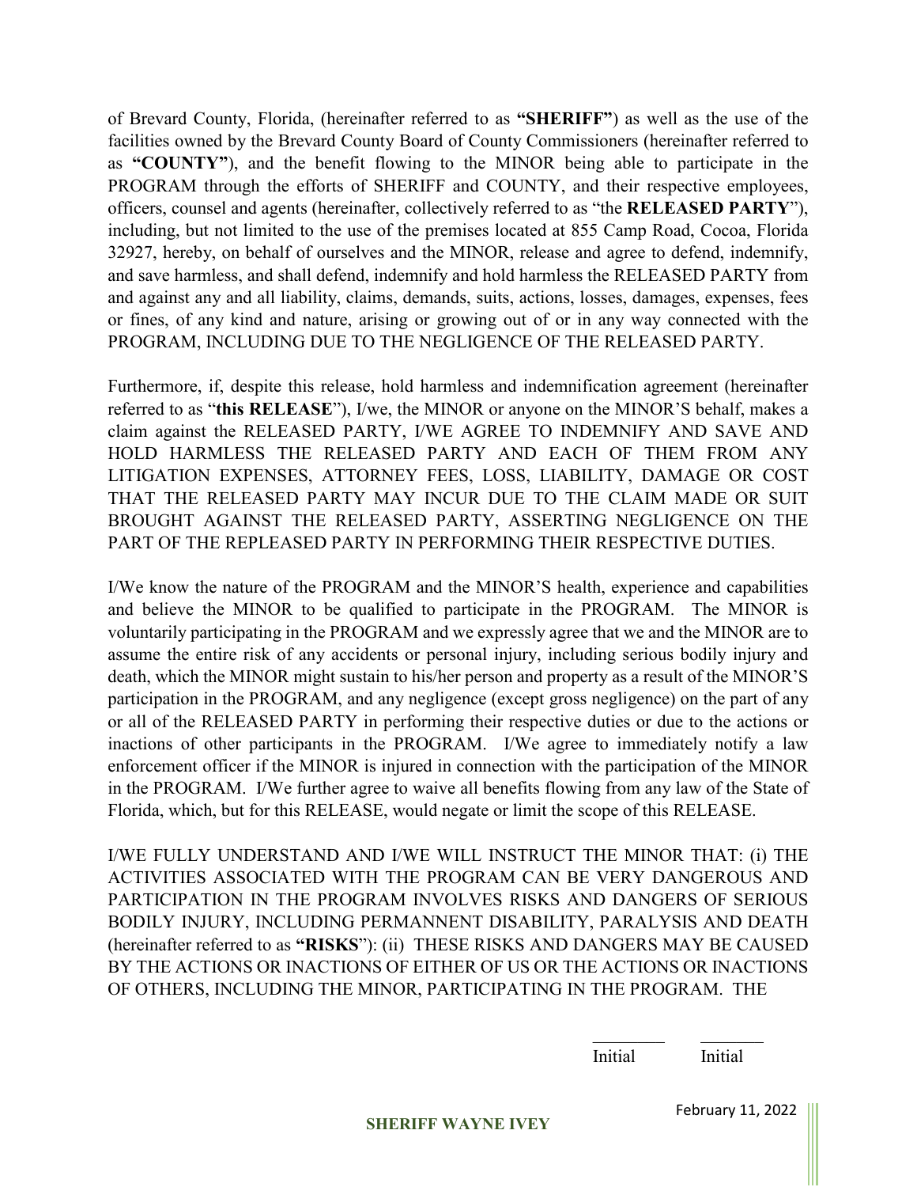of Brevard County, Florida, (hereinafter referred to as **"SHERIFF"**) as well as the use of the facilities owned by the Brevard County Board of County Commissioners (hereinafter referred to as **"COUNTY"**), and the benefit flowing to the MINOR being able to participate in the PROGRAM through the efforts of SHERIFF and COUNTY, and their respective employees, officers, counsel and agents (hereinafter, collectively referred to as "the **RELEASED PARTY**"), including, but not limited to the use of the premises located at 855 Camp Road, Cocoa, Florida 32927, hereby, on behalf of ourselves and the MINOR, release and agree to defend, indemnify, and save harmless, and shall defend, indemnify and hold harmless the RELEASED PARTY from and against any and all liability, claims, demands, suits, actions, losses, damages, expenses, fees or fines, of any kind and nature, arising or growing out of or in any way connected with the PROGRAM, INCLUDING DUE TO THE NEGLIGENCE OF THE RELEASED PARTY.

Furthermore, if, despite this release, hold harmless and indemnification agreement (hereinafter referred to as "**this RELEASE**"), I/we, the MINOR or anyone on the MINOR'S behalf, makes a claim against the RELEASED PARTY, I/WE AGREE TO INDEMNIFY AND SAVE AND HOLD HARMLESS THE RELEASED PARTY AND EACH OF THEM FROM ANY LITIGATION EXPENSES, ATTORNEY FEES, LOSS, LIABILITY, DAMAGE OR COST THAT THE RELEASED PARTY MAY INCUR DUE TO THE CLAIM MADE OR SUIT BROUGHT AGAINST THE RELEASED PARTY, ASSERTING NEGLIGENCE ON THE PART OF THE REPLEASED PARTY IN PERFORMING THEIR RESPECTIVE DUTIES.

I/We know the nature of the PROGRAM and the MINOR'S health, experience and capabilities and believe the MINOR to be qualified to participate in the PROGRAM. The MINOR is voluntarily participating in the PROGRAM and we expressly agree that we and the MINOR are to assume the entire risk of any accidents or personal injury, including serious bodily injury and death, which the MINOR might sustain to his/her person and property as a result of the MINOR'S participation in the PROGRAM, and any negligence (except gross negligence) on the part of any or all of the RELEASED PARTY in performing their respective duties or due to the actions or inactions of other participants in the PROGRAM. I/We agree to immediately notify a law enforcement officer if the MINOR is injured in connection with the participation of the MINOR in the PROGRAM. I/We further agree to waive all benefits flowing from any law of the State of Florida, which, but for this RELEASE, would negate or limit the scope of this RELEASE.

I/WE FULLY UNDERSTAND AND I/WE WILL INSTRUCT THE MINOR THAT: (i) THE ACTIVITIES ASSOCIATED WITH THE PROGRAM CAN BE VERY DANGEROUS AND PARTICIPATION IN THE PROGRAM INVOLVES RISKS AND DANGERS OF SERIOUS BODILY INJURY, INCLUDING PERMANNENT DISABILITY, PARALYSIS AND DEATH (hereinafter referred to as **"RISKS**"): (ii) THESE RISKS AND DANGERS MAY BE CAUSED BY THE ACTIONS OR INACTIONS OF EITHER OF US OR THE ACTIONS OR INACTIONS OF OTHERS, INCLUDING THE MINOR, PARTICIPATING IN THE PROGRAM. THE

________ ________
Initial Initial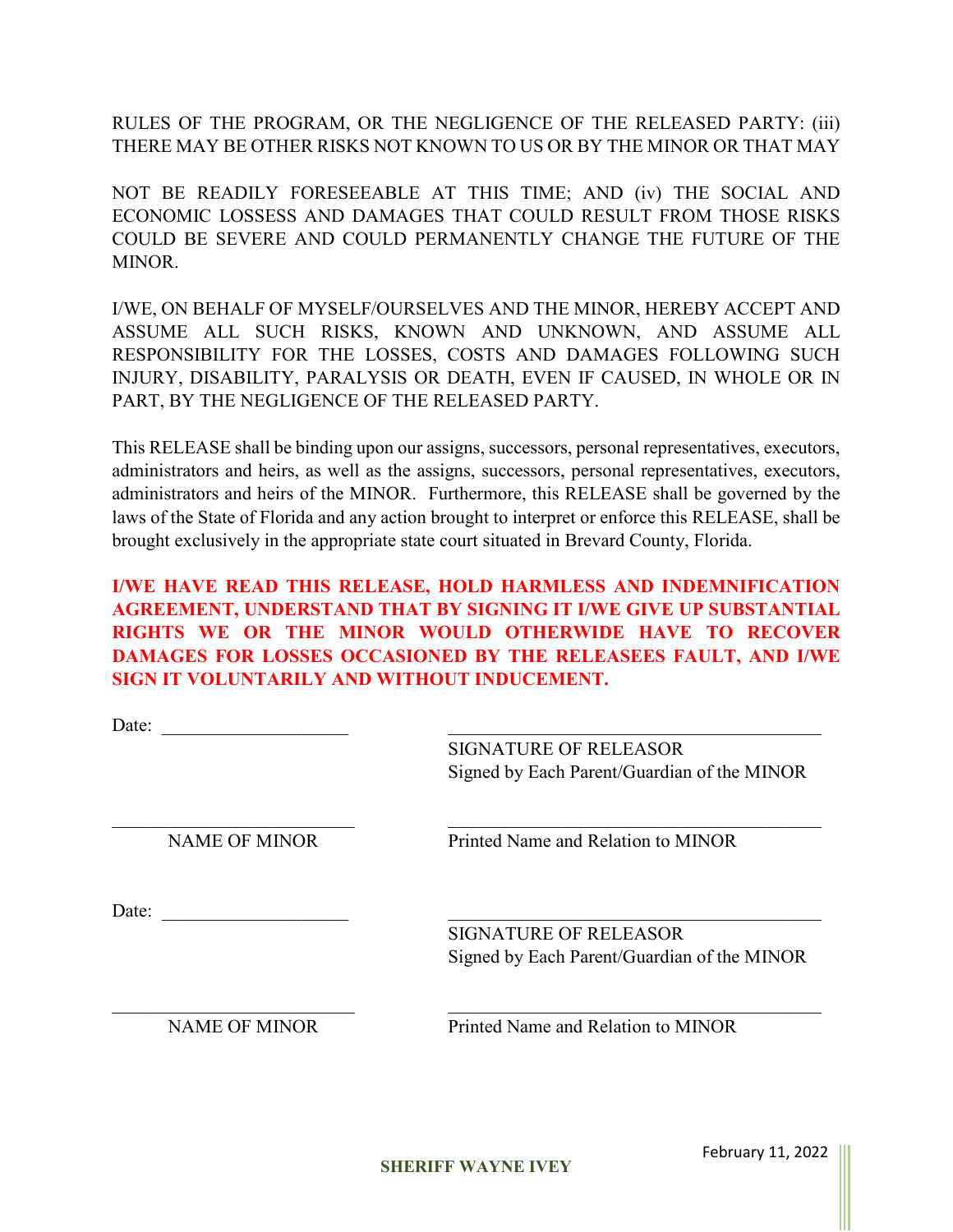RULES OF THE PROGRAM, OR THE NEGLIGENCE OF THE RELEASED PARTY: (iii) THERE MAY BE OTHER RISKS NOT KNOWN TO US OR BY THE MINOR OR THAT MAY NOT BE READILY FORESEEABLE AT THIS TIME; AND (iv) THE SOCIAL AND ECONOMIC LOSSESS AND DAMAGES THAT COULD RESULT FROM THOSE RISKS COULD BE SEVERE AND COULD PERMANENTLY CHANGE THE FUTURE OF THE MINOR.

I/WE, ON BEHALF OF MYSELF/OURSELVES AND THE MINOR, HEREBY ACCEPT AND ASSUME ALL SUCH RISKS, KNOWN AND UNKNOWN, AND ASSUME ALL RESPONSIBILITY FOR THE LOSSES, COSTS AND DAMAGES FOLLOWING SUCH INJURY, DISABILITY, PARALYSIS OR DEATH, EVEN IF CAUSED, IN WHOLE OR IN PART, BY THE NEGLIGENCE OF THE RELEASED PARTY.

This RELEASE shall be binding upon our assigns, successors, personal representatives, executors, administrators and heirs, as well as the assigns, successors, personal representatives, executors, administrators and heirs of the MINOR. Furthermore, this RELEASE shall be governed by the laws of the State of Florida and any action brought to interpret or enforce this RELEASE, shall be brought exclusively in the appropriate state court situated in Brevard County, Florida.

**I/WE HAVE READ THIS RELEASE, HOLD HARMLESS AND INDEMNIFICATION AGREEMENT, UNDERSTAND THAT BY SIGNING IT I/WE GIVE UP SUBSTANTIAL RIGHTS WE OR THE MINOR WOULD OTHERWIDE HAVE TO RECOVER DAMAGES FOR LOSSES OCCASIONED BY THE RELEASEES FAULT, AND I/WE SIGN IT VOLUNTARILY AND WITHOUT INDUCEMENT.**

Date: ____________________ &nbsp;&nbsp;&nbsp; ________________________________________
SIGNATURE OF RELEASOR
Signed by Each Parent/Guardian of the MINOR

__________________________ &nbsp;&nbsp;&nbsp; ________________________________________
NAME OF MINOR &nbsp;&nbsp;&nbsp; Printed Name and Relation to MINOR

Date: ____________________ &nbsp;&nbsp;&nbsp; ________________________________________
SIGNATURE OF RELEASOR
Signed by Each Parent/Guardian of the MINOR

__________________________ &nbsp;&nbsp;&nbsp; ________________________________________
NAME OF MINOR &nbsp;&nbsp;&nbsp; Printed Name and Relation to MINOR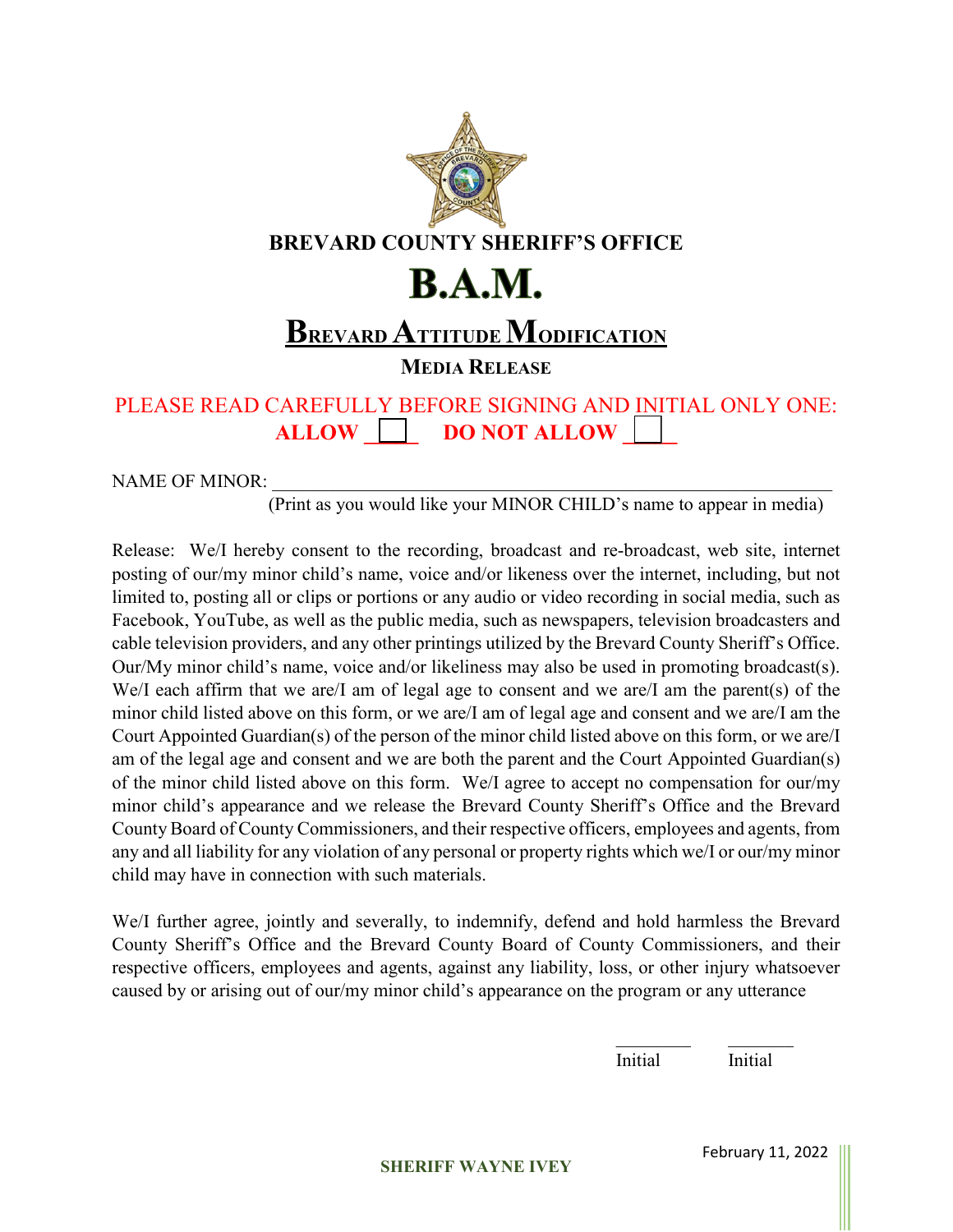**BREVARD COUNTY SHERIFF'S OFFICE**

# B.A.M.

## Brevard Attitude Modification

**MEDIA RELEASE**

PLEASE READ CAREFULLY BEFORE SIGNING AND INITIAL ONLY ONE:

**ALLOW ☐ DO NOT ALLOW ☐**

NAME OF MINOR: ____________________________________________________________

(Print as you would like your MINOR CHILD's name to appear in media)

Release: We/I hereby consent to the recording, broadcast and re-broadcast, web site, internet posting of our/my minor child's name, voice and/or likeness over the internet, including, but not limited to, posting all or clips or portions or any audio or video recording in social media, such as Facebook, YouTube, as well as the public media, such as newspapers, television broadcasters and cable television providers, and any other printings utilized by the Brevard County Sheriff's Office. Our/My minor child's name, voice and/or likeliness may also be used in promoting broadcast(s). We/I each affirm that we are/I am of legal age to consent and we are/I am the parent(s) of the minor child listed above on this form, or we are/I am of legal age and consent and we are/I am the Court Appointed Guardian(s) of the person of the minor child listed above on this form, or we are/I am of the legal age and consent and we are both the parent and the Court Appointed Guardian(s) of the minor child listed above on this form. We/I agree to accept no compensation for our/my minor child's appearance and we release the Brevard County Sheriff's Office and the Brevard County Board of County Commissioners, and their respective officers, employees and agents, from any and all liability for any violation of any personal or property rights which we/I or our/my minor child may have in connection with such materials.

We/I further agree, jointly and severally, to indemnify, defend and hold harmless the Brevard County Sheriff's Office and the Brevard County Board of County Commissioners, and their respective officers, employees and agents, against any liability, loss, or other injury whatsoever caused by or arising out of our/my minor child's appearance on the program or any utterance

________ ________
Initial Initial

**SHERIFF WAYNE IVEY**

February 11, 2022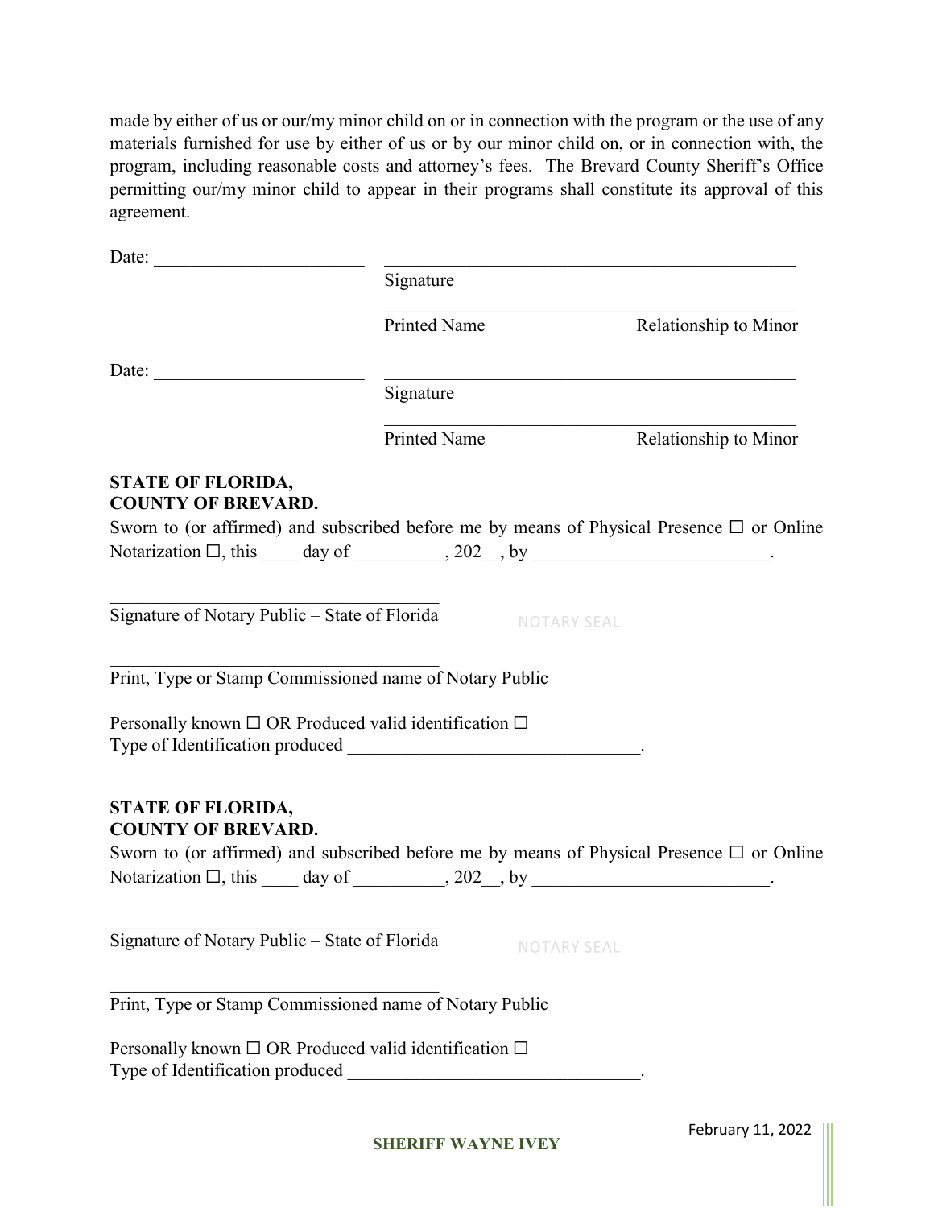made by either of us or our/my minor child on or in connection with the program or the use of any materials furnished for use by either of us or by our minor child on, or in connection with, the program, including reasonable costs and attorney's fees. The Brevard County Sheriff's Office permitting our/my minor child to appear in their programs shall constitute its approval of this agreement.

Date: _______________________ _____________________________________________

Signature

_____________________________________________

Printed Name Relationship to Minor

Date: _______________________ _____________________________________________

Signature

_____________________________________________

Printed Name Relationship to Minor

**STATE OF FLORIDA,**
**COUNTY OF BREVARD.**

Sworn to (or affirmed) and subscribed before me by means of Physical Presence ☐ or Online Notarization ☐, this ____ day of __________, 202__, by _________________________.

_____________________________________
Signature of Notary Public – State of Florida

NOTARY SEAL

_____________________________________
Print, Type or Stamp Commissioned name of Notary Public

Personally known ☐ OR Produced valid identification ☐
Type of Identification produced _______________________________.

**STATE OF FLORIDA,**
**COUNTY OF BREVARD.**

Sworn to (or affirmed) and subscribed before me by means of Physical Presence ☐ or Online Notarization ☐, this ____ day of __________, 202__, by _________________________.

_____________________________________
Signature of Notary Public – State of Florida

NOTARY SEAL

_____________________________________
Print, Type or Stamp Commissioned name of Notary Public

Personally known ☐ OR Produced valid identification ☐
Type of Identification produced _______________________________.